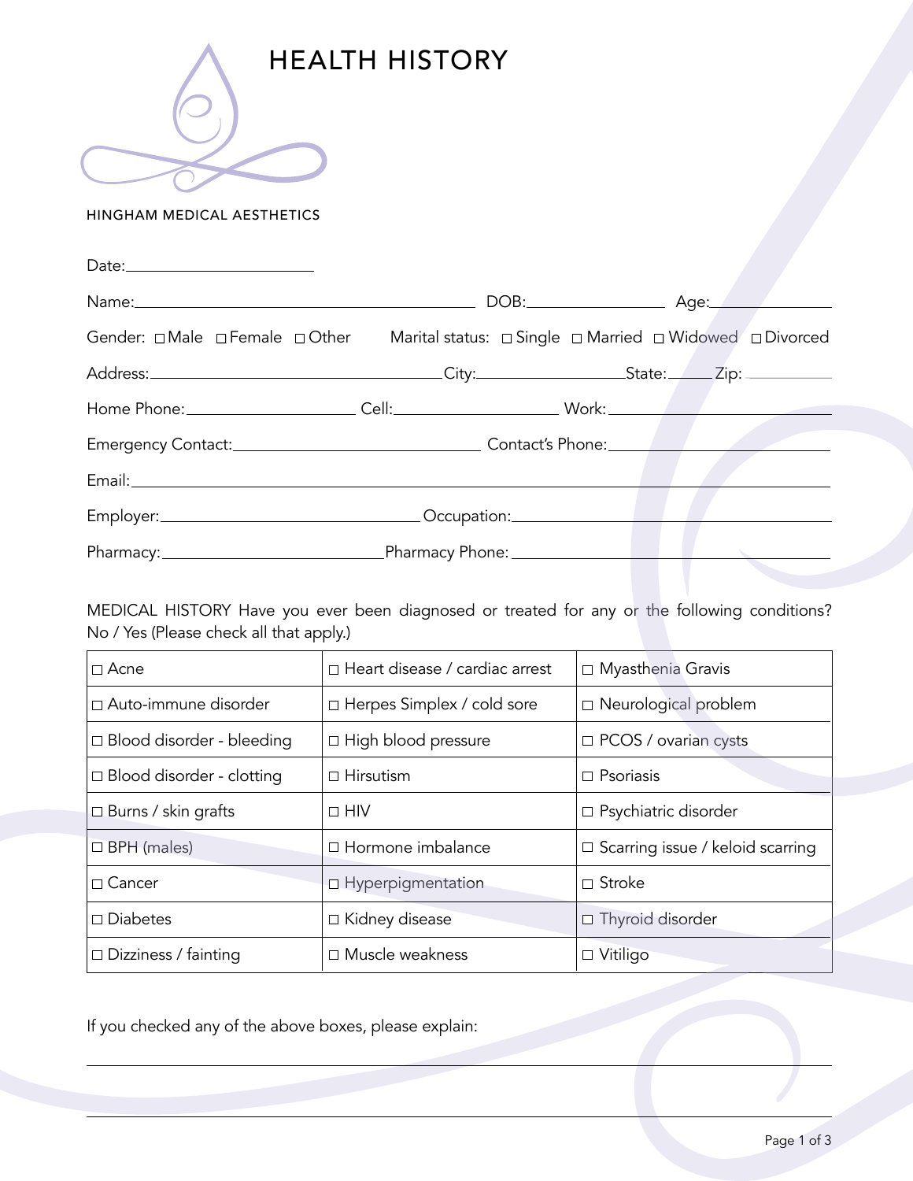# HEALTH HISTORY

HINGHAM MEDICAL AESTHETICS

Date:\_\_\_\_\_\_\_\_\_\_\_\_\_\_\_\_\_\_\_\_

Name:\_\_\_\_\_\_\_\_\_\_\_\_\_\_\_\_\_\_\_\_\_\_\_\_\_\_\_\_\_\_\_\_\_\_ DOB:\_\_\_\_\_\_\_\_\_\_\_\_\_\_ Age:\_\_\_\_\_\_\_\_\_\_\_\_

Gender: ☐ Male ☐ Female ☐ Other    Marital status: ☐ Single ☐ Married ☐ Widowed ☐ Divorced

Address:\_\_\_\_\_\_\_\_\_\_\_\_\_\_\_\_\_\_\_\_\_\_\_\_\_\_\_\_\_\_City:\_\_\_\_\_\_\_\_\_\_\_\_\_\_\_State:\_\_\_\_\_Zip: \_\_\_\_\_\_\_\_

Home Phone:\_\_\_\_\_\_\_\_\_\_\_\_\_\_\_\_\_ Cell:\_\_\_\_\_\_\_\_\_\_\_\_\_\_\_\_\_ Work: \_\_\_\_\_\_\_\_\_\_\_\_\_\_\_\_\_\_\_\_\_\_

Emergency Contact:\_\_\_\_\_\_\_\_\_\_\_\_\_\_\_\_\_\_\_\_\_\_\_\_\_\_ Contact's Phone:\_\_\_\_\_\_\_\_\_\_\_\_\_\_\_\_\_\_\_\_\_\_

Email:\_\_\_\_\_\_\_\_\_\_\_\_\_\_\_\_\_\_\_\_\_\_\_\_\_\_\_\_\_\_\_\_\_\_\_\_\_\_\_\_\_\_\_\_\_\_\_\_\_\_\_\_\_\_\_\_\_\_\_\_\_\_\_\_\_\_\_\_\_\_\_\_

Employer:\_\_\_\_\_\_\_\_\_\_\_\_\_\_\_\_\_\_\_\_\_\_\_\_\_\_\_\_Occupation:\_\_\_\_\_\_\_\_\_\_\_\_\_\_\_\_\_\_\_\_\_\_\_\_\_\_\_\_\_\_\_\_\_\_

Pharmacy:\_\_\_\_\_\_\_\_\_\_\_\_\_\_\_\_\_\_\_\_\_\_\_\_Pharmacy Phone: \_\_\_\_\_\_\_\_\_\_\_\_\_\_\_\_\_\_\_\_\_\_\_\_\_\_\_\_\_\_\_\_\_

MEDICAL HISTORY Have you ever been diagnosed or treated for any or the following conditions? No / Yes (Please check all that apply.)

| | | |
|---|---|---|
| ☐ Acne | ☐ Heart disease / cardiac arrest | ☐ Myasthenia Gravis |
| ☐ Auto-immune disorder | ☐ Herpes Simplex / cold sore | ☐ Neurological problem |
| ☐ Blood disorder - bleeding | ☐ High blood pressure | ☐ PCOS / ovarian cysts |
| ☐ Blood disorder - clotting | ☐ Hirsutism | ☐ Psoriasis |
| ☐ Burns / skin grafts | ☐ HIV | ☐ Psychiatric disorder |
| ☐ BPH (males) | ☐ Hormone imbalance | ☐ Scarring issue / keloid scarring |
| ☐ Cancer | ☐ Hyperpigmentation | ☐ Stroke |
| ☐ Diabetes | ☐ Kidney disease | ☐ Thyroid disorder |
| ☐ Dizziness / fainting | ☐ Muscle weakness | ☐ Vitiligo |

If you checked any of the above boxes, please explain:

\_\_\_\_\_\_\_\_\_\_\_\_\_\_\_\_\_\_\_\_\_\_\_\_\_\_\_\_\_\_\_\_\_\_\_\_\_\_\_\_\_\_\_\_\_\_\_\_\_\_\_\_\_\_\_\_\_\_\_\_\_\_\_\_\_\_\_\_\_\_\_\_\_\_\_\_\_\_

\_\_\_\_\_\_\_\_\_\_\_\_\_\_\_\_\_\_\_\_\_\_\_\_\_\_\_\_\_\_\_\_\_\_\_\_\_\_\_\_\_\_\_\_\_\_\_\_\_\_\_\_\_\_\_\_\_\_\_\_\_\_\_\_\_\_\_\_\_\_\_\_\_\_\_\_\_\_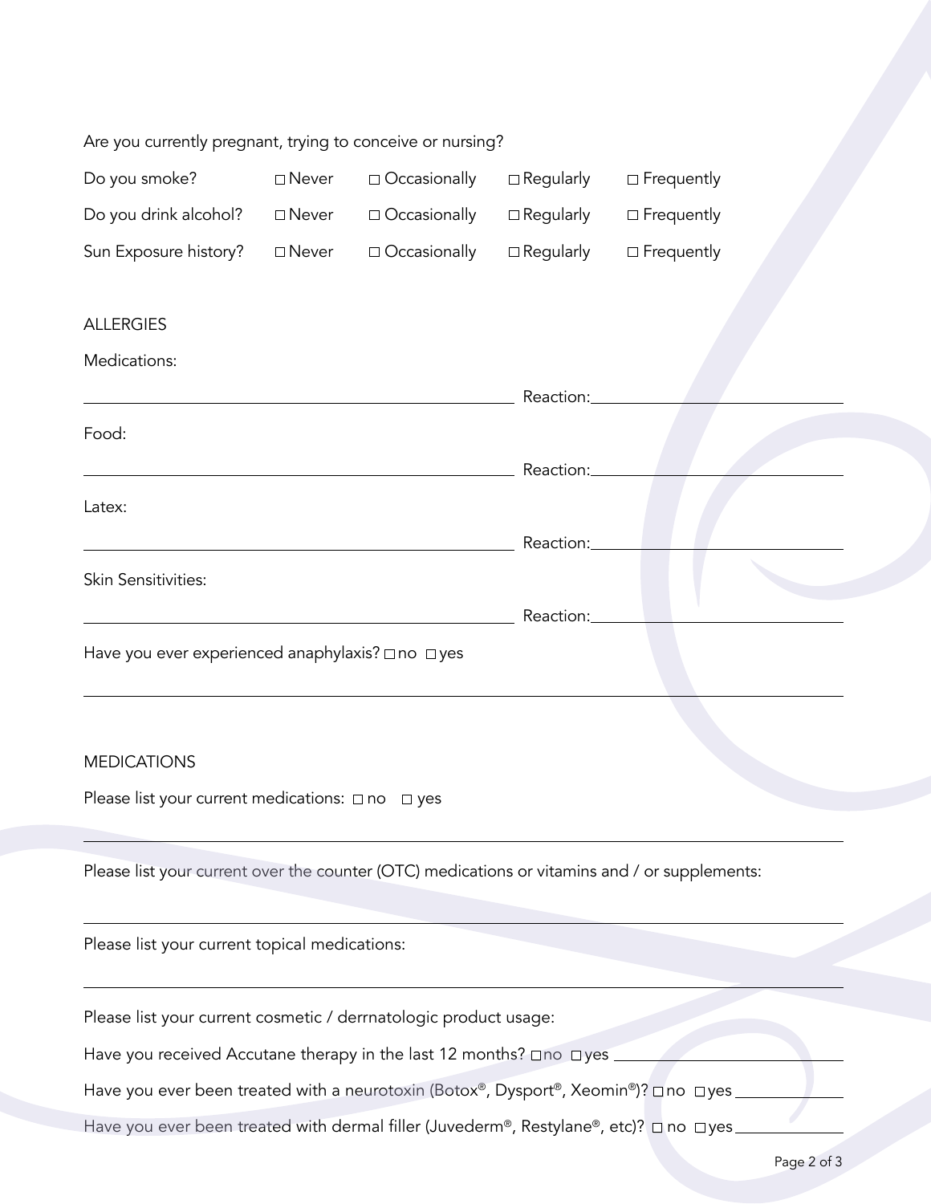Are you currently pregnant, trying to conceive or nursing?

| | | | | |
|---|---|---|---|---|
| Do you smoke? | ☐ Never | ☐ Occasionally | ☐ Regularly | ☐ Frequently |
| Do you drink alcohol? | ☐ Never | ☐ Occasionally | ☐ Regularly | ☐ Frequently |
| Sun Exposure history? | ☐ Never | ☐ Occasionally | ☐ Regularly | ☐ Frequently |

## ALLERGIES

Medications:

_______________________________________ Reaction: _______________________

Food:

_______________________________________ Reaction: _______________________

Latex:

_______________________________________ Reaction: _______________________

Skin Sensitivities:

_______________________________________ Reaction: _______________________

Have you ever experienced anaphylaxis? ☐ no ☐ yes

______________________________________________________________________

## MEDICATIONS

Please list your current medications: ☐ no ☐ yes

______________________________________________________________________

Please list your current over the counter (OTC) medications or vitamins and / or supplements:

______________________________________________________________________

Please list your current topical medications:

______________________________________________________________________

Please list your current cosmetic / derrnatologic product usage:

Have you received Accutane therapy in the last 12 months? ☐ no ☐ yes _______________

Have you ever been treated with a neurotoxin (Botox®, Dysport®, Xeomin®)? ☐ no ☐ yes _______________

Have you ever been treated with dermal filler (Juvederm®, Restylane®, etc)? ☐ no ☐ yes _______________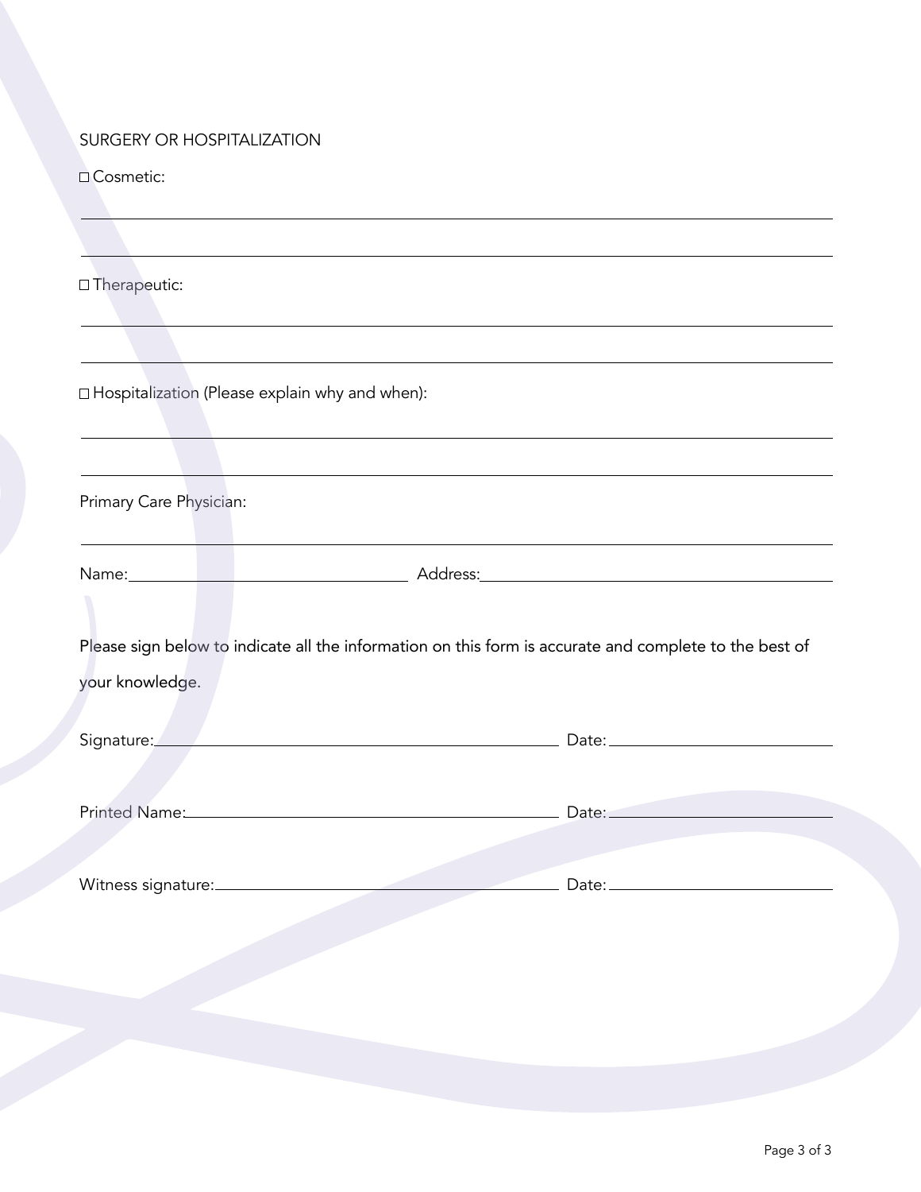## SURGERY OR HOSPITALIZATION

☐ Cosmetic:

\_\_\_\_\_\_\_\_\_\_\_\_\_\_\_\_\_\_\_\_\_\_\_\_\_\_\_\_\_\_\_\_\_\_\_\_\_\_\_\_\_\_\_\_\_\_\_\_\_\_\_\_\_\_\_\_\_\_\_\_

\_\_\_\_\_\_\_\_\_\_\_\_\_\_\_\_\_\_\_\_\_\_\_\_\_\_\_\_\_\_\_\_\_\_\_\_\_\_\_\_\_\_\_\_\_\_\_\_\_\_\_\_\_\_\_\_\_\_\_\_

☐ Therapeutic:

\_\_\_\_\_\_\_\_\_\_\_\_\_\_\_\_\_\_\_\_\_\_\_\_\_\_\_\_\_\_\_\_\_\_\_\_\_\_\_\_\_\_\_\_\_\_\_\_\_\_\_\_\_\_\_\_\_\_\_\_

\_\_\_\_\_\_\_\_\_\_\_\_\_\_\_\_\_\_\_\_\_\_\_\_\_\_\_\_\_\_\_\_\_\_\_\_\_\_\_\_\_\_\_\_\_\_\_\_\_\_\_\_\_\_\_\_\_\_\_\_

☐ Hospitalization (Please explain why and when):

\_\_\_\_\_\_\_\_\_\_\_\_\_\_\_\_\_\_\_\_\_\_\_\_\_\_\_\_\_\_\_\_\_\_\_\_\_\_\_\_\_\_\_\_\_\_\_\_\_\_\_\_\_\_\_\_\_\_\_\_

\_\_\_\_\_\_\_\_\_\_\_\_\_\_\_\_\_\_\_\_\_\_\_\_\_\_\_\_\_\_\_\_\_\_\_\_\_\_\_\_\_\_\_\_\_\_\_\_\_\_\_\_\_\_\_\_\_\_\_\_

Primary Care Physician:

\_\_\_\_\_\_\_\_\_\_\_\_\_\_\_\_\_\_\_\_\_\_\_\_\_\_\_\_\_\_\_\_\_\_\_\_\_\_\_\_\_\_\_\_\_\_\_\_\_\_\_\_\_\_\_\_\_\_\_\_

Name: \_\_\_\_\_\_\_\_\_\_\_\_\_\_\_\_\_\_\_\_\_\_\_\_\_\_ Address: \_\_\_\_\_\_\_\_\_\_\_\_\_\_\_\_\_\_\_\_\_\_\_\_\_\_\_\_\_\_

Please sign below to indicate all the information on this form is accurate and complete to the best of your knowledge.

Signature: \_\_\_\_\_\_\_\_\_\_\_\_\_\_\_\_\_\_\_\_\_\_\_\_\_\_\_\_\_\_\_\_\_\_ Date: \_\_\_\_\_\_\_\_\_\_\_\_\_\_\_\_\_\_\_\_

Printed Name: \_\_\_\_\_\_\_\_\_\_\_\_\_\_\_\_\_\_\_\_\_\_\_\_\_\_\_\_\_\_\_ Date: \_\_\_\_\_\_\_\_\_\_\_\_\_\_\_\_\_\_\_\_

Witness signature: \_\_\_\_\_\_\_\_\_\_\_\_\_\_\_\_\_\_\_\_\_\_\_\_\_\_\_\_ Date: \_\_\_\_\_\_\_\_\_\_\_\_\_\_\_\_\_\_\_\_